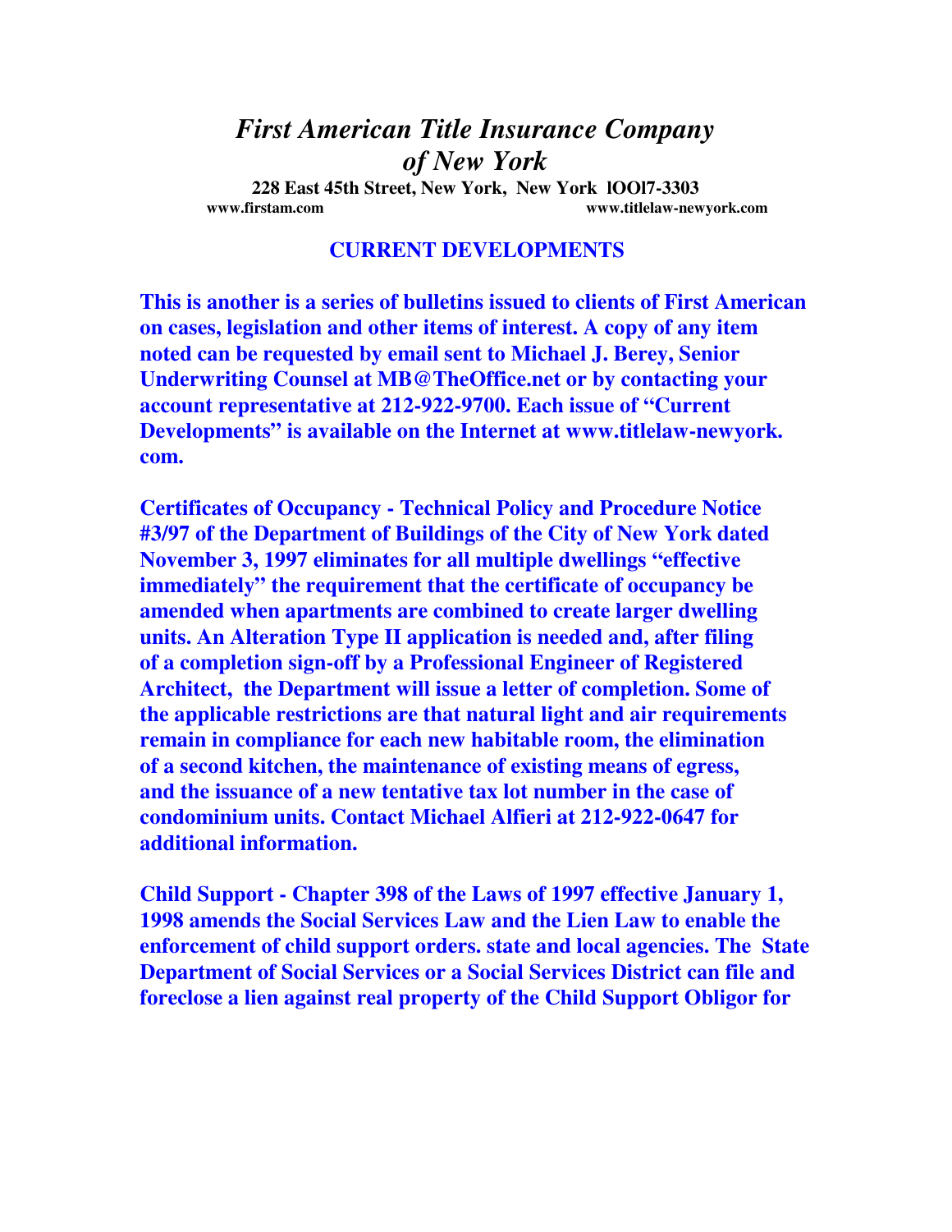# *First American Title Insurance Company of New York*

**228 East 45th Street, New York, New York lOOl7-3303**

**www.firstam.com** **www.titlelaw-newyork.com**

## CURRENT DEVELOPMENTS

**This is another is a series of bulletins issued to clients of First American on cases, legislation and other items of interest. A copy of any item noted can be requested by email sent to Michael J. Berey, Senior Underwriting Counsel at MB@TheOffice.net or by contacting your account representative at 212-922-9700. Each issue of "Current Developments" is available on the Internet at www.titlelaw-newyork.com.**

**Certificates of Occupancy - Technical Policy and Procedure Notice #3/97 of the Department of Buildings of the City of New York dated November 3, 1997 eliminates for all multiple dwellings "effective immediately" the requirement that the certificate of occupancy be amended when apartments are combined to create larger dwelling units. An Alteration Type II application is needed and, after filing of a completion sign-off by a Professional Engineer of Registered Architect, the Department will issue a letter of completion. Some of the applicable restrictions are that natural light and air requirements remain in compliance for each new habitable room, the elimination of a second kitchen, the maintenance of existing means of egress, and the issuance of a new tentative tax lot number in the case of condominium units. Contact Michael Alfieri at 212-922-0647 for additional information.**

**Child Support - Chapter 398 of the Laws of 1997 effective January 1, 1998 amends the Social Services Law and the Lien Law to enable the enforcement of child support orders. state and local agencies. The State Department of Social Services or a Social Services District can file and foreclose a lien against real property of the Child Support Obligor for**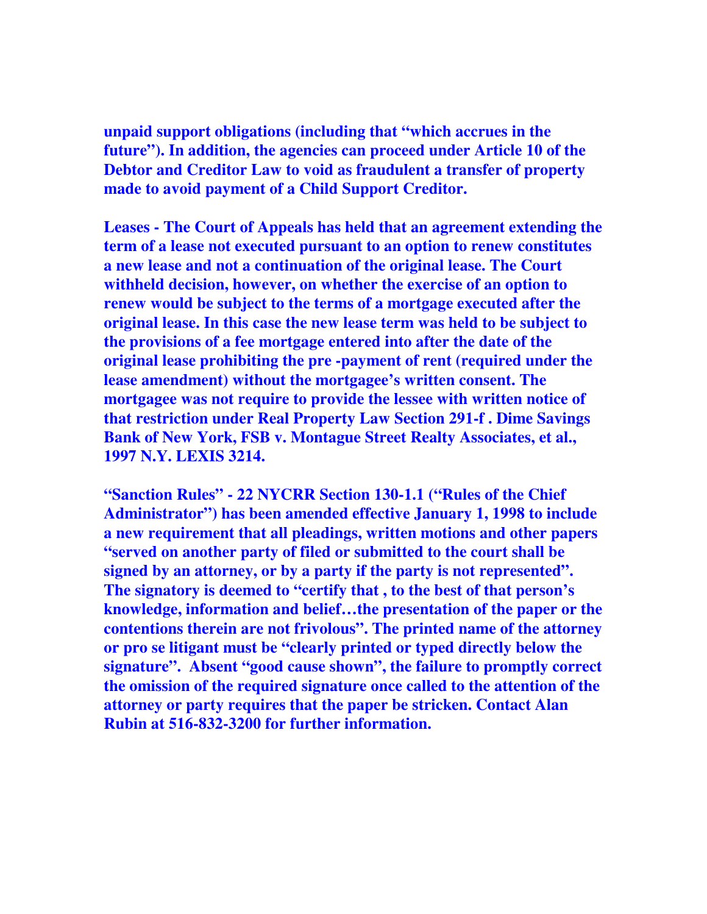**unpaid support obligations (including that "which accrues in the future"). In addition, the agencies can proceed under Article 10 of the Debtor and Creditor Law to void as fraudulent a transfer of property made to avoid payment of a Child Support Creditor.**

**Leases - The Court of Appeals has held that an agreement extending the term of a lease not executed pursuant to an option to renew constitutes a new lease and not a continuation of the original lease. The Court withheld decision, however, on whether the exercise of an option to renew would be subject to the terms of a mortgage executed after the original lease. In this case the new lease term was held to be subject to the provisions of a fee mortgage entered into after the date of the original lease prohibiting the pre -payment of rent (required under the lease amendment) without the mortgagee's written consent. The mortgagee was not require to provide the lessee with written notice of that restriction under Real Property Law Section 291-f . Dime Savings Bank of New York, FSB v. Montague Street Realty Associates, et al., 1997 N.Y. LEXIS 3214.**

**"Sanction Rules" - 22 NYCRR Section 130-1.1 ("Rules of the Chief Administrator") has been amended effective January 1, 1998 to include a new requirement that all pleadings, written motions and other papers "served on another party of filed or submitted to the court shall be signed by an attorney, or by a party if the party is not represented". The signatory is deemed to "certify that , to the best of that person's knowledge, information and belief…the presentation of the paper or the contentions therein are not frivolous". The printed name of the attorney or pro se litigant must be "clearly printed or typed directly below the signature". Absent "good cause shown", the failure to promptly correct the omission of the required signature once called to the attention of the attorney or party requires that the paper be stricken. Contact Alan Rubin at 516-832-3200 for further information.**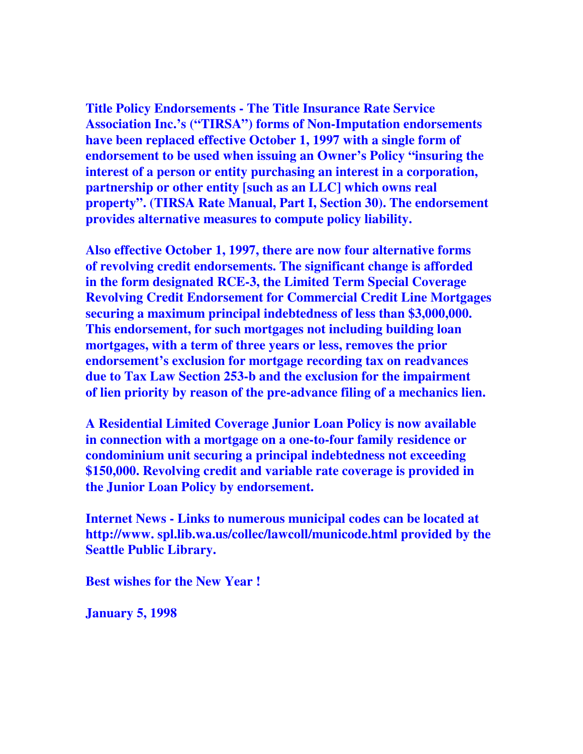**Title Policy Endorsements - The Title Insurance Rate Service Association Inc.'s ("TIRSA") forms of Non-Imputation endorsements have been replaced effective October 1, 1997 with a single form of endorsement to be used when issuing an Owner's Policy "insuring the interest of a person or entity purchasing an interest in a corporation, partnership or other entity [such as an LLC] which owns real property". (TIRSA Rate Manual, Part I, Section 30). The endorsement provides alternative measures to compute policy liability.**

**Also effective October 1, 1997, there are now four alternative forms of revolving credit endorsements. The significant change is afforded in the form designated RCE-3, the Limited Term Special Coverage Revolving Credit Endorsement for Commercial Credit Line Mortgages securing a maximum principal indebtedness of less than $3,000,000. This endorsement, for such mortgages not including building loan mortgages, with a term of three years or less, removes the prior endorsement's exclusion for mortgage recording tax on readvances due to Tax Law Section 253-b and the exclusion for the impairment of lien priority by reason of the pre-advance filing of a mechanics lien.**

**A Residential Limited Coverage Junior Loan Policy is now available in connection with a mortgage on a one-to-four family residence or condominium unit securing a principal indebtedness not exceeding $150,000. Revolving credit and variable rate coverage is provided in the Junior Loan Policy by endorsement.**

**Internet News - Links to numerous municipal codes can be located at http://www. spl.lib.wa.us/collec/lawcoll/municode.html provided by the Seattle Public Library.**

**Best wishes for the New Year !**

**January 5, 1998**